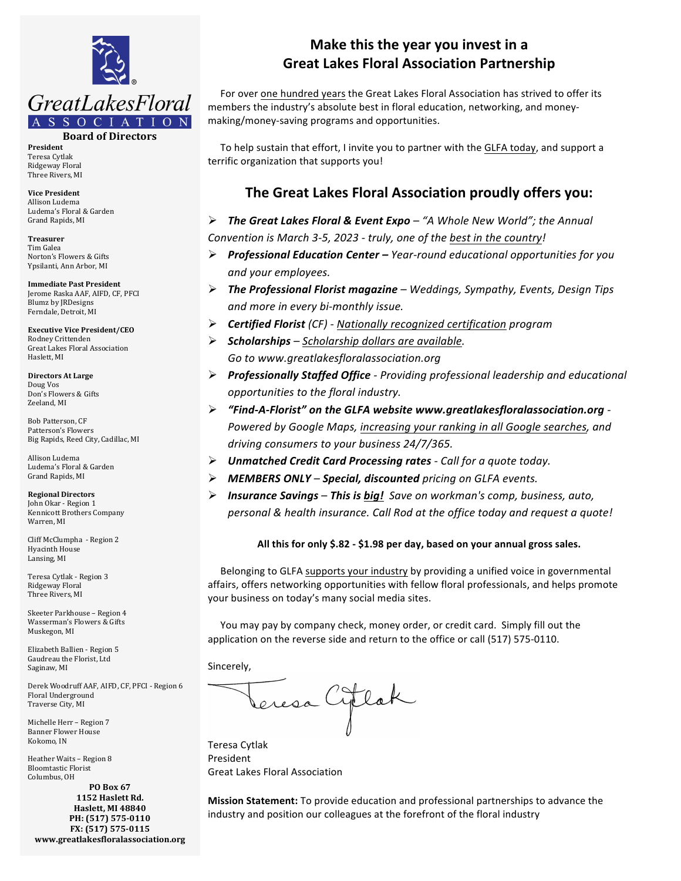GreatLakesFloral ASSOCIATION

**Board of Directors**

**President**
Teresa Cytlak
Ridgeway Floral
Three Rivers, MI

**Vice President**
Allison Ludema
Ludema's Floral & Garden
Grand Rapids, MI

**Treasurer**
Tim Galea
Norton's Flowers & Gifts
Ypsilanti, Ann Arbor, MI

**Immediate Past President**
Jerome Raska AAF, AIFD, CF, PFCI
Blumz by JRDesigns
Ferndale, Detroit, MI

**Executive Vice President/CEO**
Rodney Crittenden
Great Lakes Floral Association
Haslett, MI

**Directors At Large**
Doug Vos
Don's Flowers & Gifts
Zeeland, MI

Bob Patterson, CF
Patterson's Flowers
Big Rapids, Reed City, Cadillac, MI

Allison Ludema
Ludema's Floral & Garden
Grand Rapids, MI

**Regional Directors**
John Okar - Region 1
Kennicott Brothers Company
Warren, MI

Cliff McClumpha - Region 2
Hyacinth House
Lansing, MI

Teresa Cytlak - Region 3
Ridgeway Floral
Three Rivers, MI

Skeeter Parkhouse – Region 4
Wasserman's Flowers & Gifts
Muskegon, MI

Elizabeth Ballien - Region 5
Gaudreau the Florist, Ltd
Saginaw, MI

Derek Woodruff AAF, AIFD, CF, PFCI - Region 6
Floral Underground
Traverse City, MI

Michelle Herr – Region 7
Banner Flower House
Kokomo, IN

Heather Waits – Region 8
Bloomtastic Florist
Columbus, OH

**PO Box 67**
**1152 Haslett Rd.**
**Haslett, MI 48840**
**PH: (517) 575-0110**
**FX: (517) 575-0115**
**www.greatlakesfloralassociation.org**

## Make this the year you invest in a Great Lakes Floral Association Partnership

For over one hundred years the Great Lakes Floral Association has strived to offer its members the industry's absolute best in floral education, networking, and money-making/money-saving programs and opportunities.

To help sustain that effort, I invite you to partner with the GLFA today, and support a terrific organization that supports you!

## The Great Lakes Floral Association proudly offers you:

- ***The Great Lakes Floral & Event Expo*** *– "A Whole New World"; the Annual Convention is March 3-5, 2023 - truly, one of the best in the country!*
- ***Professional Education Center –*** *Year-round educational opportunities for you and your employees.*
- ***The Professional Florist magazine*** *– Weddings, Sympathy, Events, Design Tips and more in every bi-monthly issue.*
- ***Certified Florist*** *(CF) - Nationally recognized certification program*
- ***Scholarships*** *– Scholarship dollars are available. Go to www.greatlakesfloralassociation.org*
- ***Professionally Staffed Office*** *- Providing professional leadership and educational opportunities to the floral industry.*
- ***"Find-A-Florist" on the GLFA website www.greatlakesfloralassociation.org*** *- Powered by Google Maps, increasing your ranking in all Google searches, and driving consumers to your business 24/7/365.*
- ***Unmatched Credit Card Processing rates*** *- Call for a quote today.*
- ***MEMBERS ONLY*** *–* ***Special, discounted*** *pricing on GLFA events.*
- ***Insurance Savings*** *–* ***This is big!*** *Save on workman's comp, business, auto, personal & health insurance. Call Rod at the office today and request a quote!*

**All this for only $.82 - $1.98 per day, based on your annual gross sales.**

Belonging to GLFA supports your industry by providing a unified voice in governmental affairs, offers networking opportunities with fellow floral professionals, and helps promote your business on today's many social media sites.

You may pay by company check, money order, or credit card. Simply fill out the application on the reverse side and return to the office or call (517) 575-0110.

Sincerely,

Teresa Cytlak

Teresa Cytlak
President
Great Lakes Floral Association

**Mission Statement:** To provide education and professional partnerships to advance the industry and position our colleagues at the forefront of the floral industry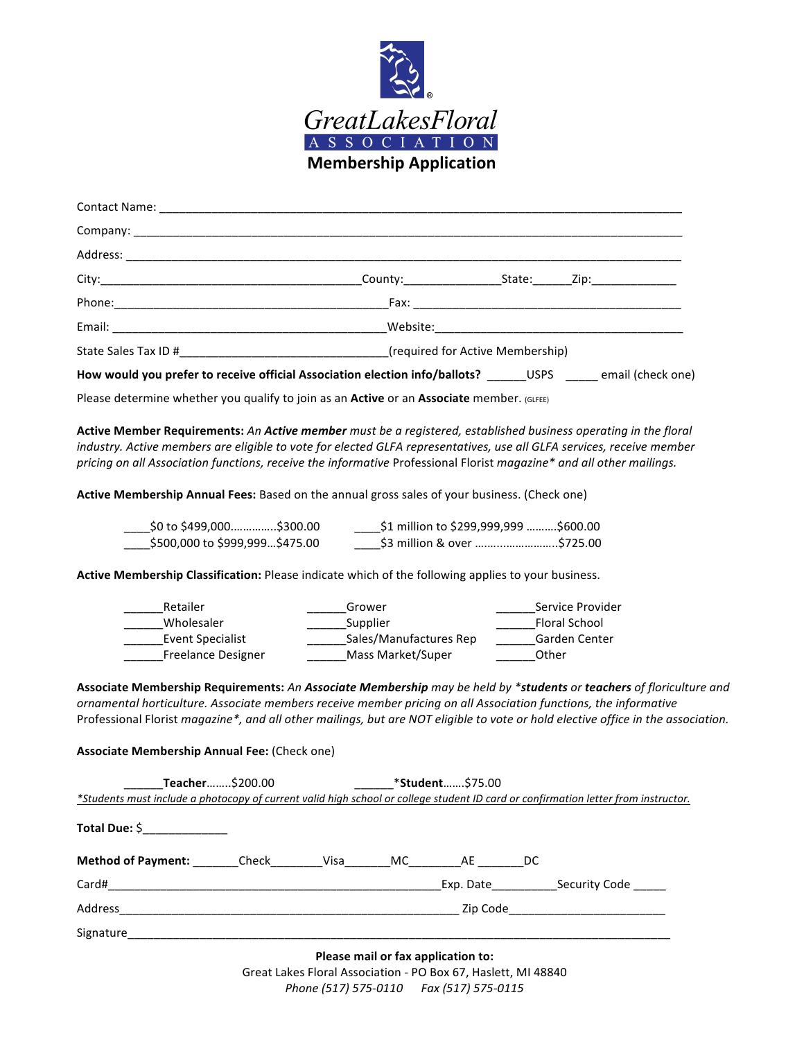# GreatLakesFloral ASSOCIATION

## Membership Application

Contact Name: ______________________________________________________________________________

Company: ______________________________________________________________________________

Address: ______________________________________________________________________________

City:_______________________________________County:_______________State:______Zip:_____________

Phone:___________________________________________Fax: ___________________________________________

Email: __________________________________________Website:______________________________________

State Sales Tax ID #________________________________(required for Active Membership)

**How would you prefer to receive official Association election info/ballots?** ______USPS _____ email (check one)

Please determine whether you qualify to join as an **Active** or an **Associate** member. (GLFEE)

**Active Member Requirements:** *An **Active member** must be a registered, established business operating in the floral industry. Active members are eligible to vote for elected GLFA representatives, use all GLFA services, receive member pricing on all Association functions, receive the informative* Professional Florist *magazine\* and all other mailings.*

**Active Membership Annual Fees:** Based on the annual gross sales of your business. (Check one)

____$0 to $499,000…………..$300.00
____$500,000 to $999,999…$475.00
____$1 million to $299,999,999 ………$600.00
____$3 million & over ……..……………..$725.00

**Active Membership Classification:** Please indicate which of the following applies to your business.

______Retailer
______Wholesaler
______Event Specialist
______Freelance Designer
______Grower
______Supplier
______Sales/Manufactures Rep
______Mass Market/Super
______Service Provider
______Floral School
______Garden Center
______Other

**Associate Membership Requirements:** *An **Associate Membership** may be held by \***students** or **teachers** of floriculture and ornamental horticulture. Associate members receive member pricing on all Association functions, the informative* Professional Florist *magazine\*, and all other mailings, but are NOT eligible to vote or hold elective office in the association.*

**Associate Membership Annual Fee:** (Check one)

______**Teacher**……..$200.00 ______**\*Student**…….$75.00

*\*Students must include a photocopy of current valid high school or college student ID card or confirmation letter from instructor.*

**Total Due:** $_____________

**Method of Payment:** _______Check________Visa_______MC________AE _______DC

Card#__________________________________________________Exp. Date__________Security Code _____

Address_____________________________________________________ Zip Code_______________________

Signature________________________________________________________________________________

**Please mail or fax application to:**
Great Lakes Floral Association - PO Box 67, Haslett, MI 48840
*Phone (517) 575-0110 Fax (517) 575-0115*